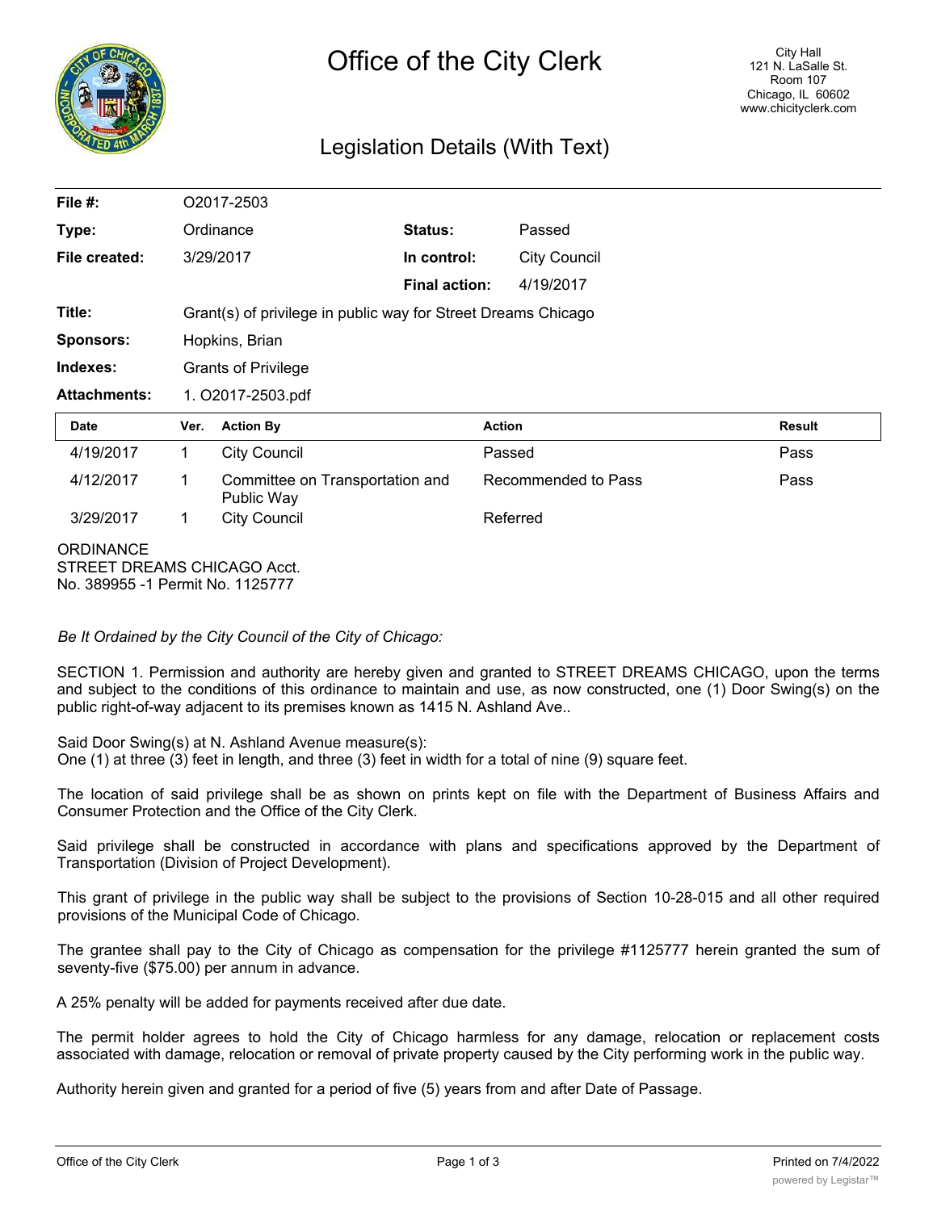# Office of the City Clerk

City Hall
121 N. LaSalle St.
Room 107
Chicago, IL 60602
www.chicityclerk.com

## Legislation Details (With Text)

| | | | |
|---|---|---|---|
| **File #:** | O2017-2503 | | |
| **Type:** | Ordinance | **Status:** | Passed |
| **File created:** | 3/29/2017 | **In control:** | City Council |
| | | **Final action:** | 4/19/2017 |
| **Title:** | Grant(s) of privilege in public way for Street Dreams Chicago | | |
| **Sponsors:** | Hopkins, Brian | | |
| **Indexes:** | Grants of Privilege | | |
| **Attachments:** | 1. O2017-2503.pdf | | |

| Date | Ver. | Action By | Action | Result |
|---|---|---|---|---|
| 4/19/2017 | 1 | City Council | Passed | Pass |
| 4/12/2017 | 1 | Committee on Transportation and Public Way | Recommended to Pass | Pass |
| 3/29/2017 | 1 | City Council | Referred | |

ORDINANCE
STREET DREAMS CHICAGO Acct. No. 389955 -1 Permit No. 1125777

*Be It Ordained by the City Council of the City of Chicago:*

SECTION 1. Permission and authority are hereby given and granted to STREET DREAMS CHICAGO, upon the terms and subject to the conditions of this ordinance to maintain and use, as now constructed, one (1) Door Swing(s) on the public right-of-way adjacent to its premises known as 1415 N. Ashland Ave..

Said Door Swing(s) at N. Ashland Avenue measure(s):
One (1) at three (3) feet in length, and three (3) feet in width for a total of nine (9) square feet.

The location of said privilege shall be as shown on prints kept on file with the Department of Business Affairs and Consumer Protection and the Office of the City Clerk.

Said privilege shall be constructed in accordance with plans and specifications approved by the Department of Transportation (Division of Project Development).

This grant of privilege in the public way shall be subject to the provisions of Section 10-28-015 and all other required provisions of the Municipal Code of Chicago.

The grantee shall pay to the City of Chicago as compensation for the privilege #1125777 herein granted the sum of seventy-five ($75.00) per annum in advance.

A 25% penalty will be added for payments received after due date.

The permit holder agrees to hold the City of Chicago harmless for any damage, relocation or replacement costs associated with damage, relocation or removal of private property caused by the City performing work in the public way.

Authority herein given and granted for a period of five (5) years from and after Date of Passage.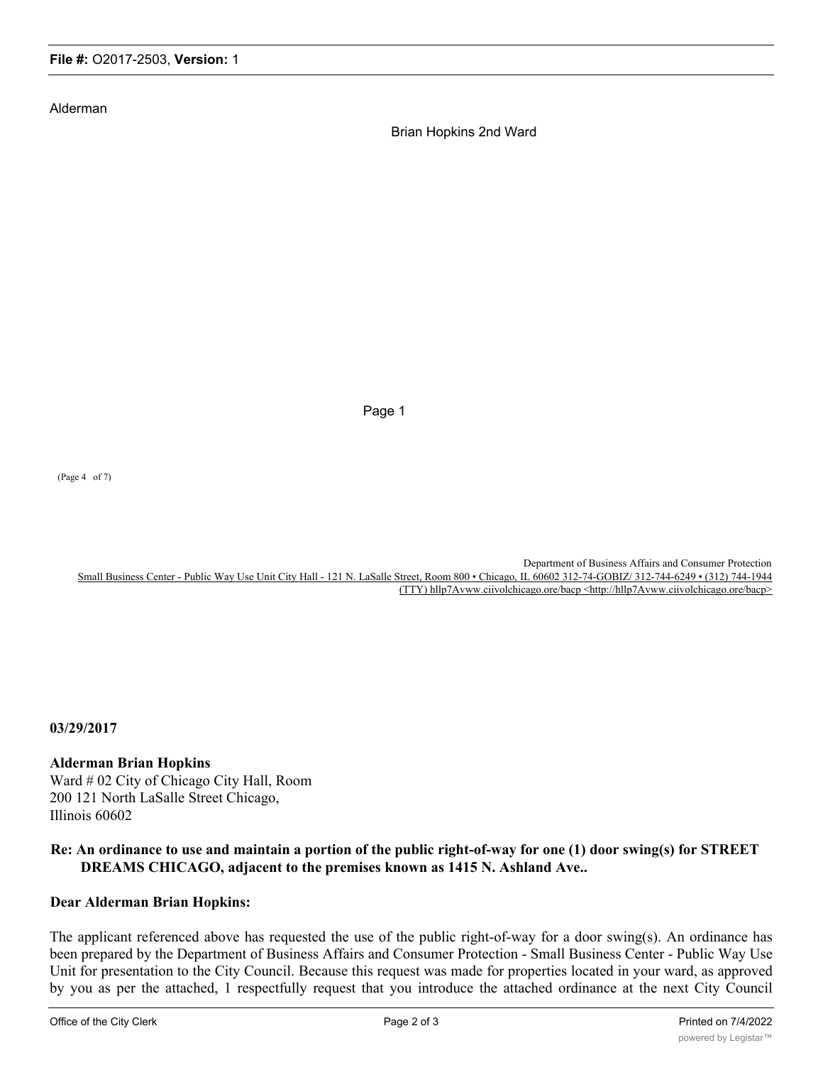Alderman

Brian Hopkins 2nd Ward

Page 1

(Page 4 of 7)

Department of Business Affairs and Consumer Protection
Small Business Center - Public Way Use Unit City Hall - 121 N. LaSalle Street, Room 800 • Chicago, IL 60602 312-74-GOBIZ/ 312-744-6249 • (312) 744-1944 (TTY) hllp7Avww.ciivolchicago.ore/bacp <http://hllp7Avww.ciivolchicago.ore/bacp>

**03/29/2017**

**Alderman Brian Hopkins**
Ward # 02 City of Chicago City Hall, Room
200 121 North LaSalle Street Chicago,
Illinois 60602

**Re: An ordinance to use and maintain a portion of the public right-of-way for one (1) door swing(s) for STREET DREAMS CHICAGO, adjacent to the premises known as 1415 N. Ashland Ave..**

**Dear Alderman Brian Hopkins:**

The applicant referenced above has requested the use of the public right-of-way for a door swing(s). An ordinance has been prepared by the Department of Business Affairs and Consumer Protection - Small Business Center - Public Way Use Unit for presentation to the City Council. Because this request was made for properties located in your ward, as approved by you as per the attached, 1 respectfully request that you introduce the attached ordinance at the next City Council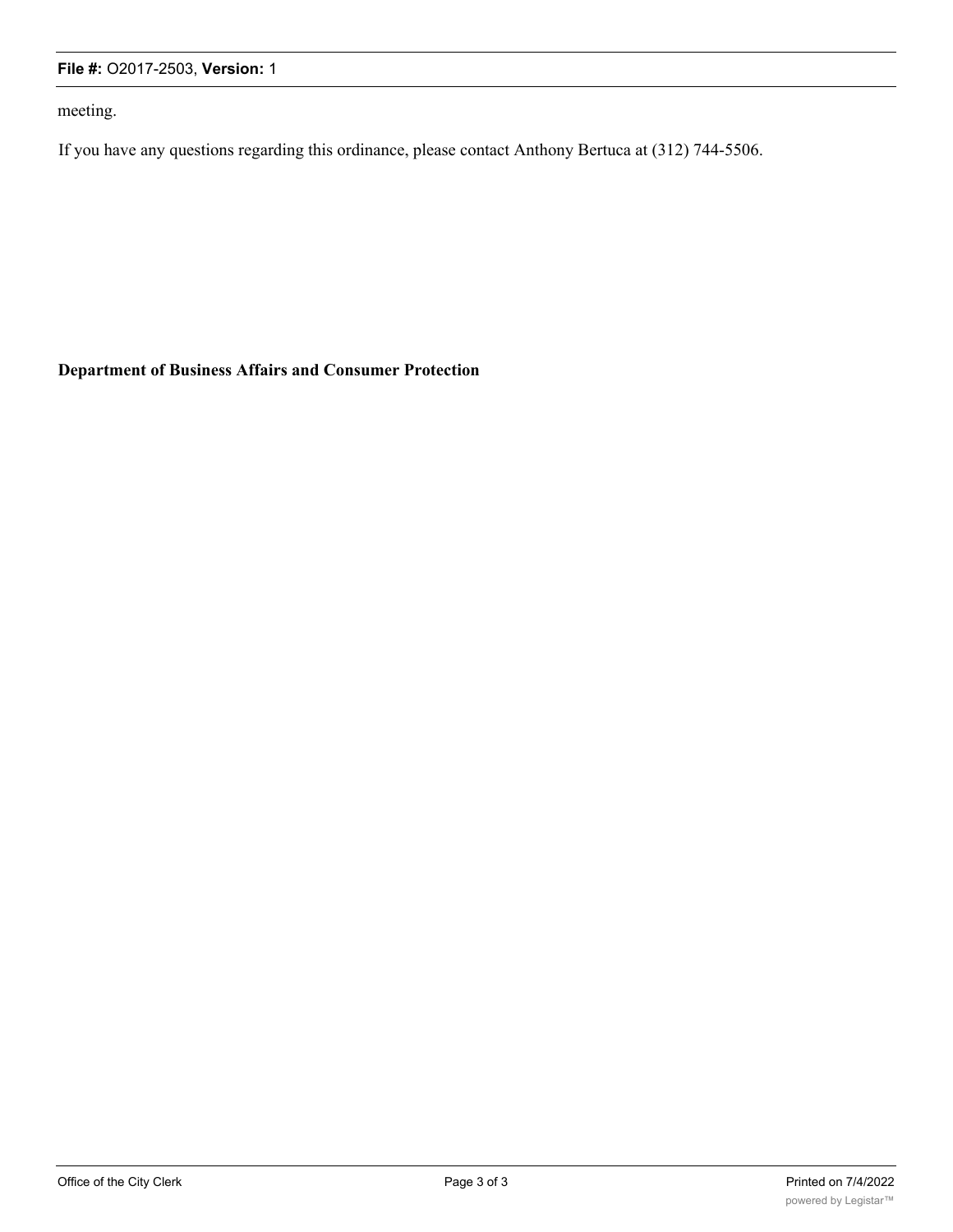meeting.

If you have any questions regarding this ordinance, please contact Anthony Bertuca at (312) 744-5506.

**Department of Business Affairs and Consumer Protection**